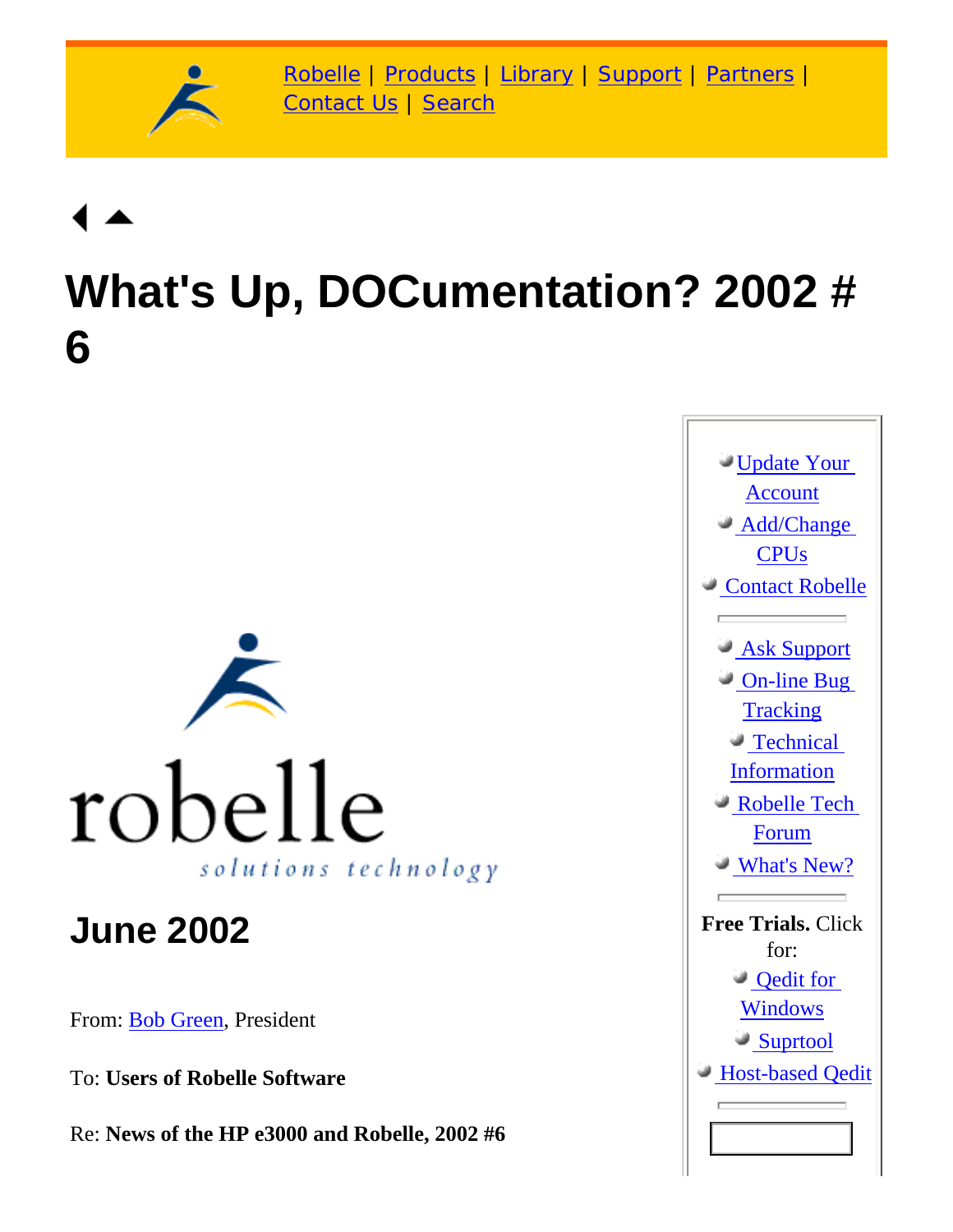Robelle | Products | Library | Support | Partners | Contact Us | Search

# What's Up, DOCumentation? 2002 # 6

robelle

*solutions technology*

## June 2002

From: Bob Green, President

To: **Users of Robelle Software**

Re: **News of the HP e3000 and Robelle, 2002 #6**

- Update Your Account
- Add/Change CPUs
- Contact Robelle

---

- Ask Support
- On-line Bug Tracking
- Technical Information
- Robelle Tech Forum
- What's New?

---

**Free Trials.** Click for:

- Qedit for Windows
- Suprtool
- Host-based Qedit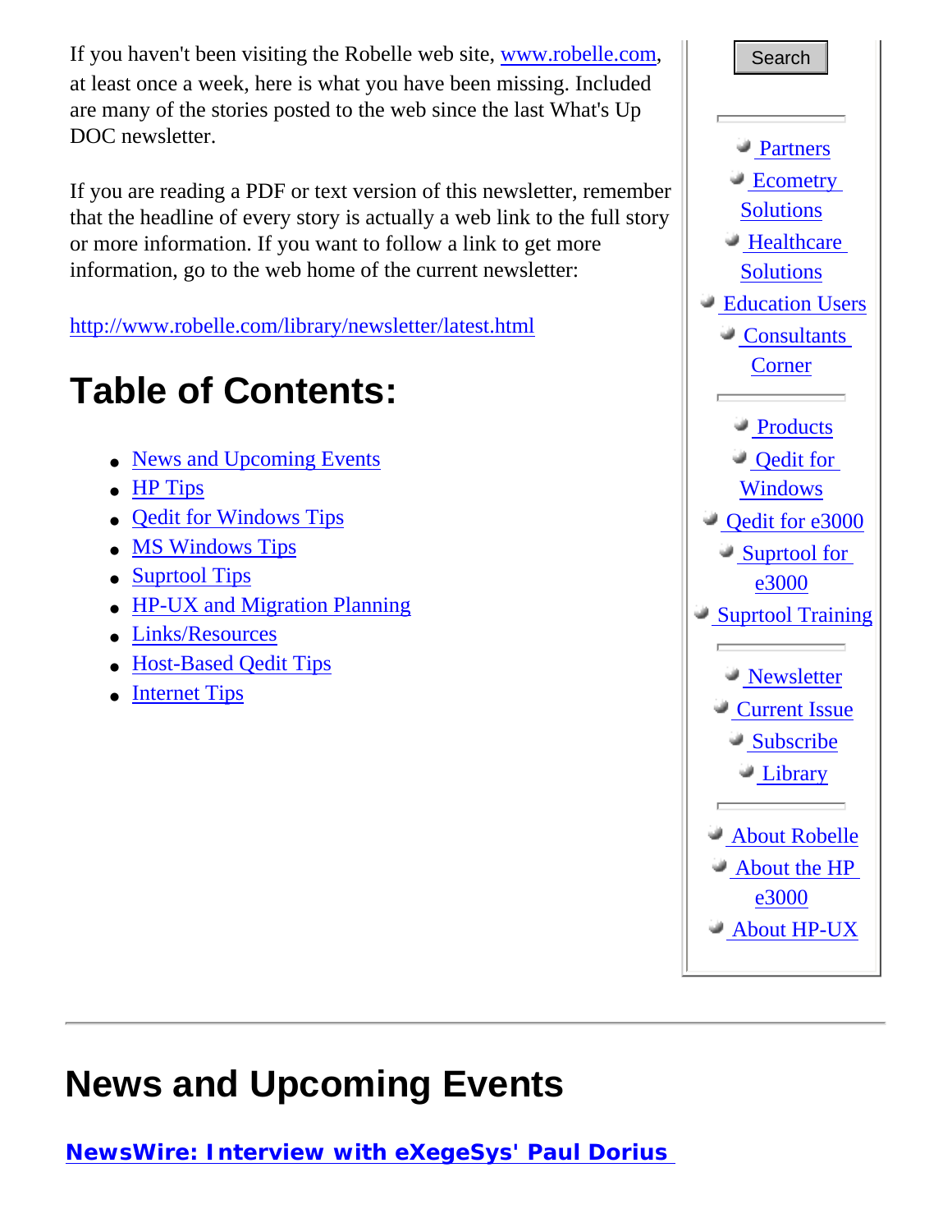If you haven't been visiting the Robelle web site, www.robelle.com, at least once a week, here is what you have been missing. Included are many of the stories posted to the web since the last What's Up DOC newsletter.

If you are reading a PDF or text version of this newsletter, remember that the headline of every story is actually a web link to the full story or more information. If you want to follow a link to get more information, go to the web home of the current newsletter:

http://www.robelle.com/library/newsletter/latest.html

# Table of Contents:

- News and Upcoming Events
- HP Tips
- Qedit for Windows Tips
- MS Windows Tips
- Suprtool Tips
- HP-UX and Migration Planning
- Links/Resources
- Host-Based Qedit Tips
- Internet Tips

Search

- Partners
- Ecometry Solutions
- Healthcare Solutions
- Education Users
- Consultants Corner

- Products
- Qedit for Windows
- Qedit for e3000
- Suprtool for e3000
- Suprtool Training

- Newsletter
- Current Issue
- Subscribe
- Library

- About Robelle
- About the HP e3000
- About HP-UX

---

# News and Upcoming Events

**NewsWire: Interview with eXegeSys' Paul Dorius**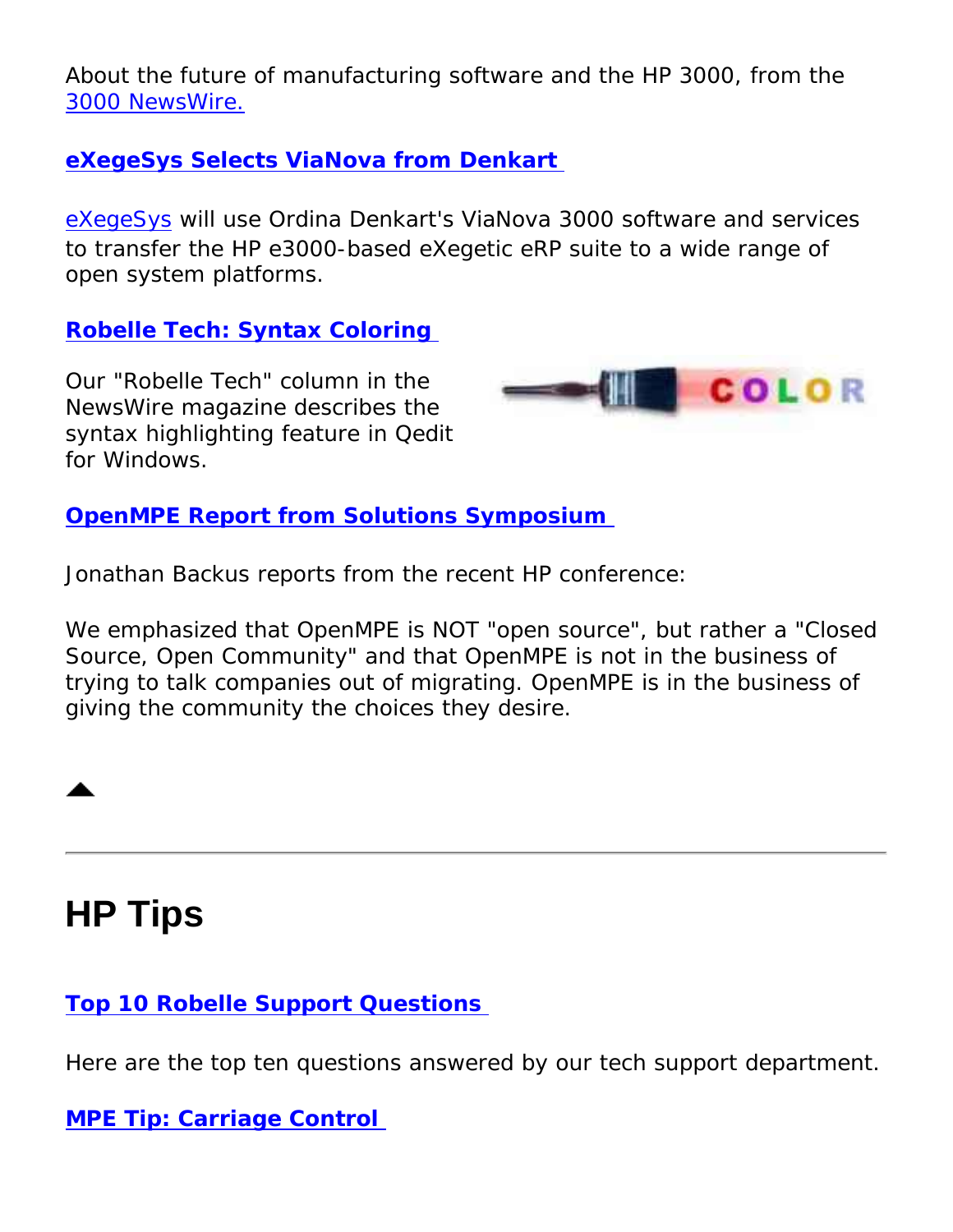About the future of manufacturing software and the HP 3000, from the [3000 NewsWire.]

**[eXegeSys Selects ViaNova from Denkart]**

[eXegeSys] will use Ordina Denkart's ViaNova 3000 software and services to transfer the HP e3000-based eXegetic eRP suite to a wide range of open system platforms.

**[Robelle Tech: Syntax Coloring]**

Our "Robelle Tech" column in the NewsWire magazine describes the syntax highlighting feature in Qedit for Windows.

**[OpenMPE Report from Solutions Symposium]**

Jonathan Backus reports from the recent HP conference:

We emphasized that OpenMPE is NOT "open source", but rather a "Closed Source, Open Community" and that OpenMPE is not in the business of trying to talk companies out of migrating. OpenMPE is in the business of giving the community the choices they desire.

---

# HP Tips

**[Top 10 Robelle Support Questions]**

Here are the top ten questions answered by our tech support department.

**[MPE Tip: Carriage Control]**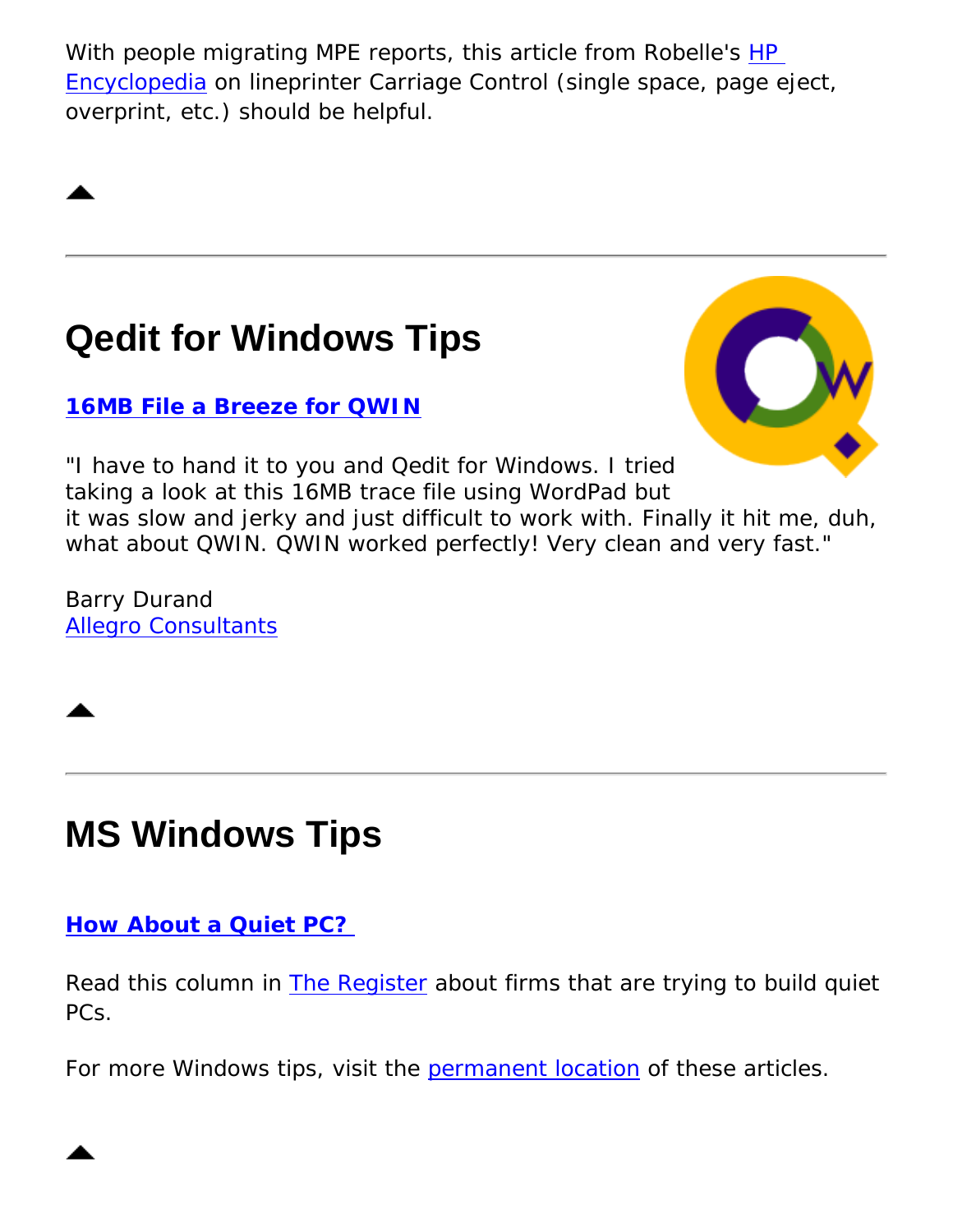With people migrating MPE reports, this article from Robelle's HP Encyclopedia on lineprinter Carriage Control (single space, page eject, overprint, etc.) should be helpful.

---

# Qedit for Windows Tips

### **16MB File a Breeze for QWIN**

"I have to hand it to you and Qedit for Windows. I tried taking a look at this 16MB trace file using WordPad but it was slow and jerky and just difficult to work with. Finally it hit me, duh, what about QWIN. QWIN worked perfectly! Very clean and very fast."

Barry Durand  
Allegro Consultants

---

# MS Windows Tips

### **How About a Quiet PC?**

Read this column in The Register about firms that are trying to build quiet PCs.

For more Windows tips, visit the permanent location of these articles.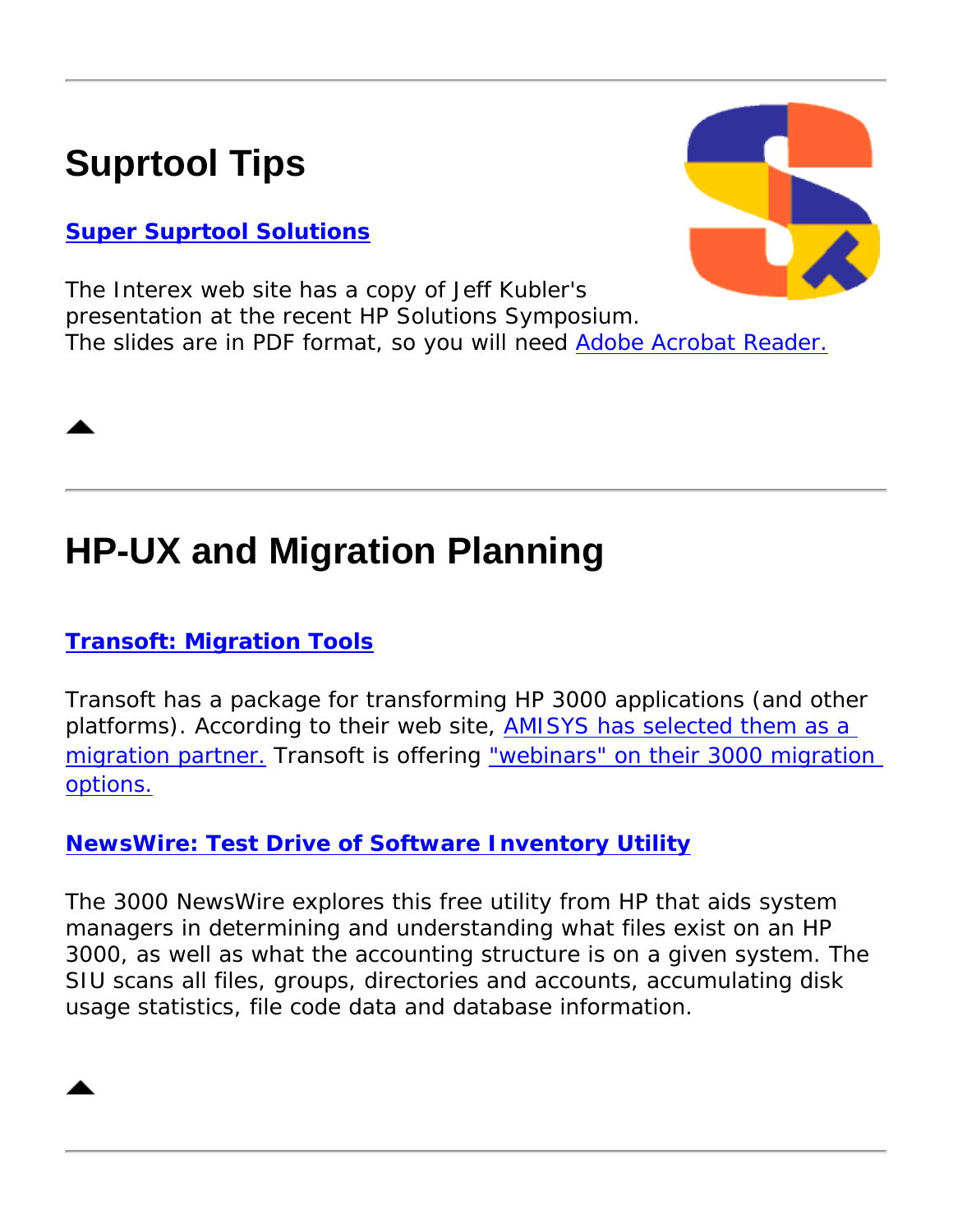---

# Suprtool Tips

**Super Suprtool Solutions**

The Interex web site has a copy of Jeff Kubler's presentation at the recent HP Solutions Symposium. The slides are in PDF format, so you will need Adobe Acrobat Reader.

---

# HP-UX and Migration Planning

**Transoft: Migration Tools**

Transoft has a package for transforming HP 3000 applications (and other platforms). According to their web site, AMISYS has selected them as a migration partner. Transoft is offering "webinars" on their 3000 migration options.

**NewsWire: Test Drive of Software Inventory Utility**

The 3000 NewsWire explores this free utility from HP that aids system managers in determining and understanding what files exist on an HP 3000, as well as what the accounting structure is on a given system. The SIU scans all files, groups, directories and accounts, accumulating disk usage statistics, file code data and database information.

---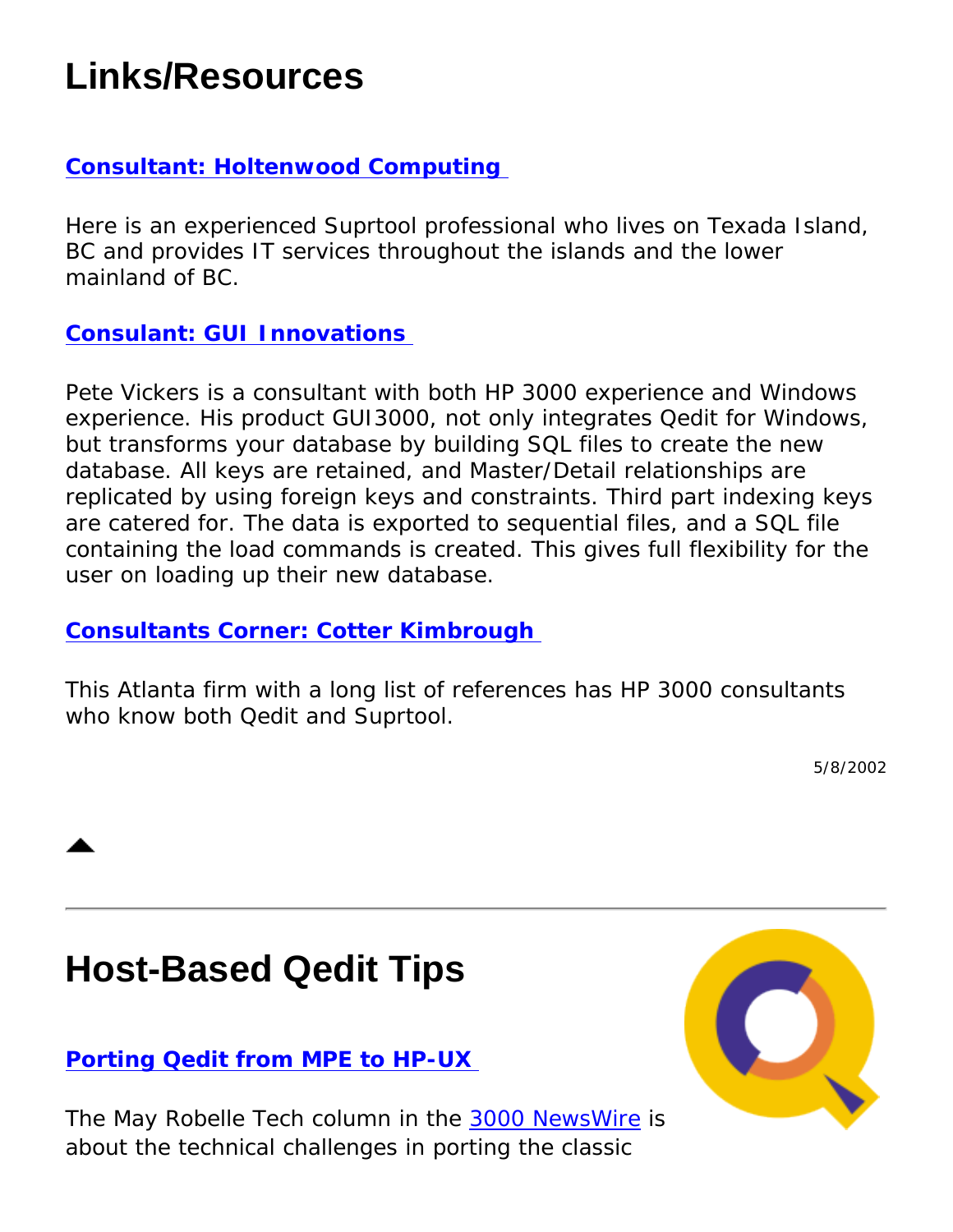# Links/Resources

**Consultant: Holtenwood Computing**

Here is an experienced Suprtool professional who lives on Texada Island, BC and provides IT services throughout the islands and the lower mainland of BC.

**Consulant: GUI Innovations**

Pete Vickers is a consultant with both HP 3000 experience and Windows experience. His product GUI3000, not only integrates Qedit for Windows, but transforms your database by building SQL files to create the new database. All keys are retained, and Master/Detail relationships are replicated by using foreign keys and constraints. Third part indexing keys are catered for. The data is exported to sequential files, and a SQL file containing the load commands is created. This gives full flexibility for the user on loading up their new database.

**Consultants Corner: Cotter Kimbrough**

This Atlanta firm with a long list of references has HP 3000 consultants who know both Qedit and Suprtool.

5/8/2002

---

# Host-Based Qedit Tips

**Porting Qedit from MPE to HP-UX**

The May Robelle Tech column in the 3000 NewsWire is about the technical challenges in porting the classic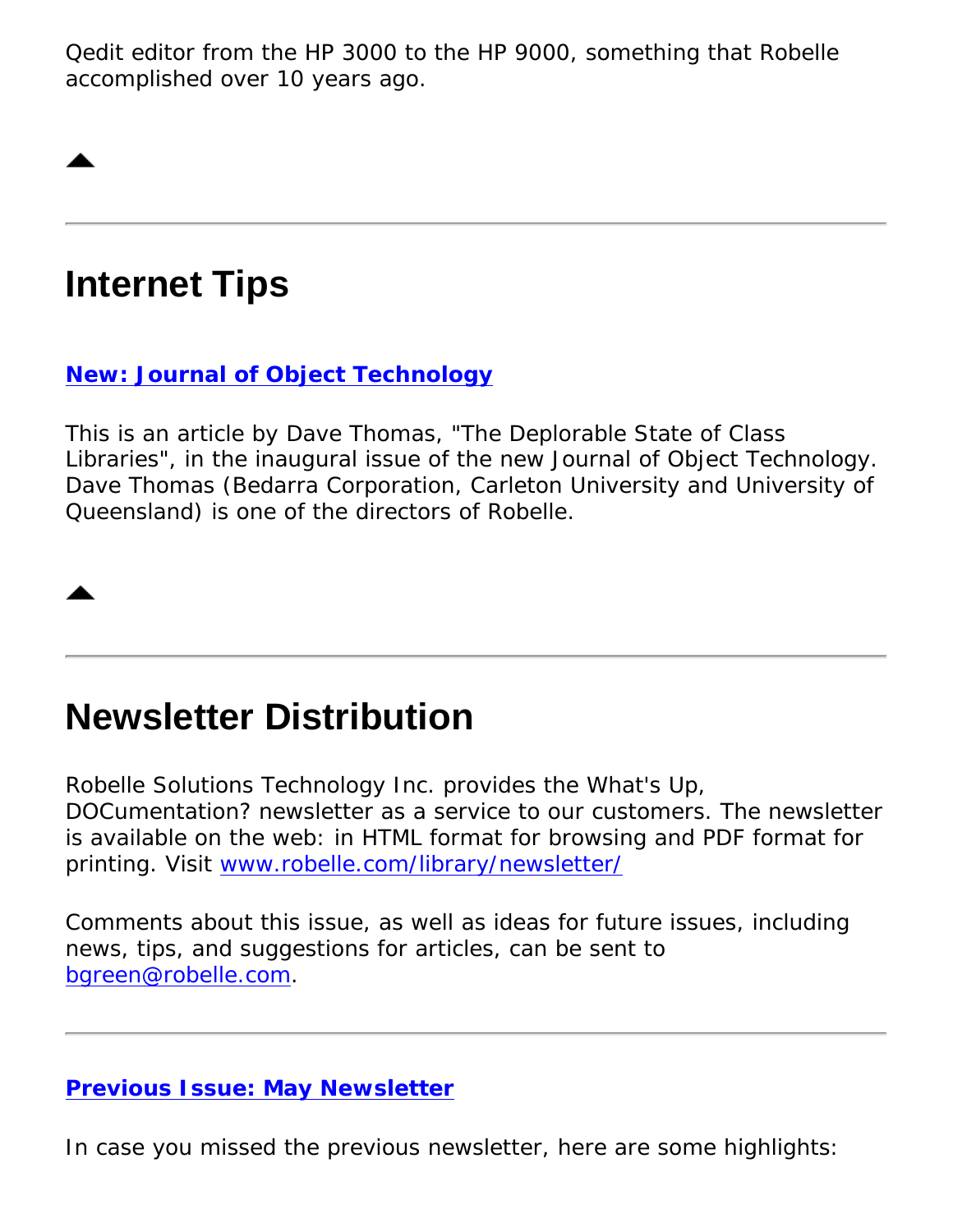Qedit editor from the HP 3000 to the HP 9000, something that Robelle accomplished over 10 years ago.

---

# Internet Tips

**New: Journal of Object Technology**

This is an article by Dave Thomas, "The Deplorable State of Class Libraries", in the inaugural issue of the new Journal of Object Technology. Dave Thomas (Bedarra Corporation, Carleton University and University of Queensland) is one of the directors of Robelle.

---

# Newsletter Distribution

Robelle Solutions Technology Inc. provides the What's Up, DOCumentation? newsletter as a service to our customers. The newsletter is available on the web: in HTML format for browsing and PDF format for printing. Visit www.robelle.com/library/newsletter/

Comments about this issue, as well as ideas for future issues, including news, tips, and suggestions for articles, can be sent to bgreen@robelle.com.

---

**Previous Issue: May Newsletter**

In case you missed the previous newsletter, here are some highlights: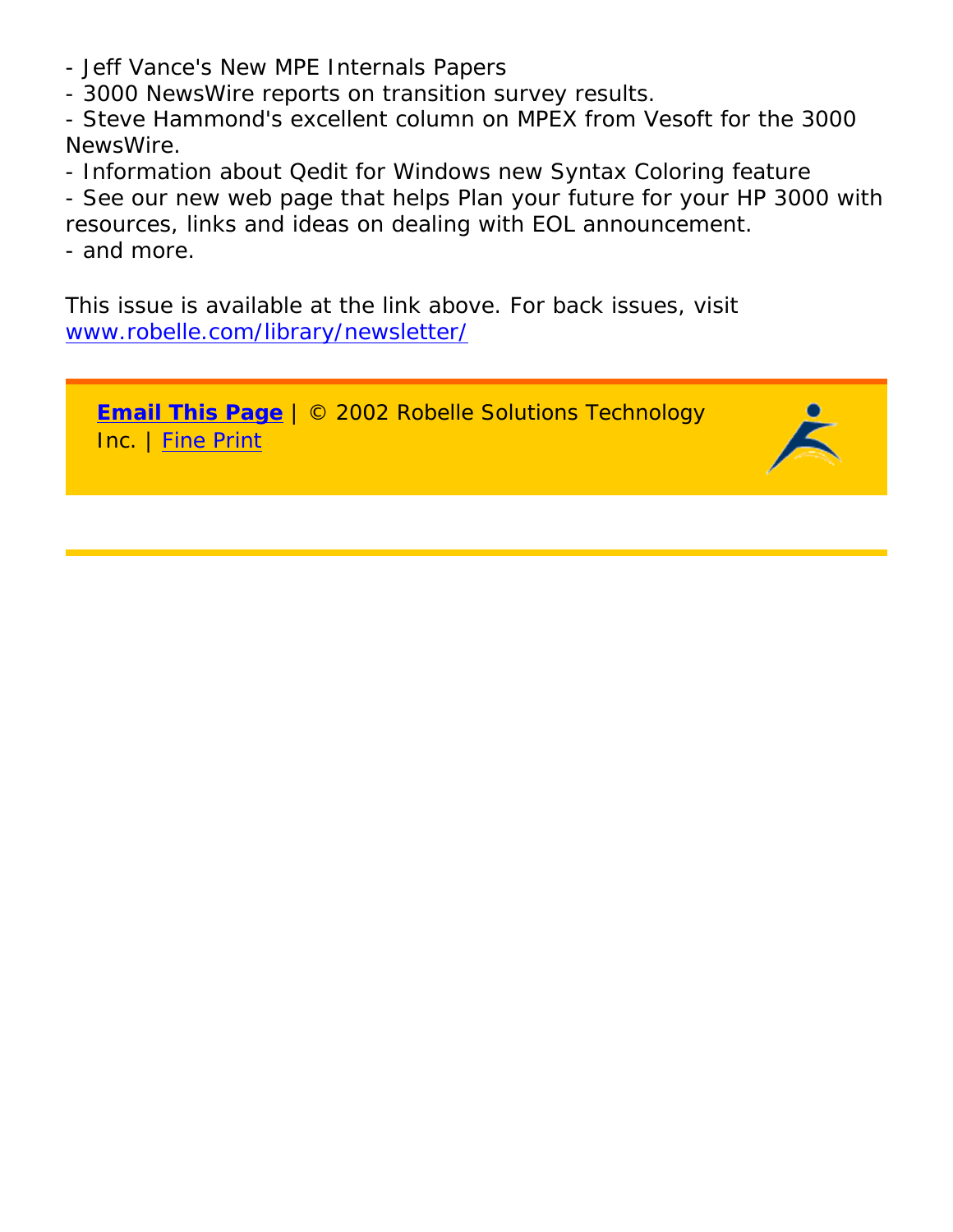- Jeff Vance's New MPE Internals Papers
- 3000 NewsWire reports on transition survey results.
- Steve Hammond's excellent column on MPEX from Vesoft for the 3000 NewsWire.
- Information about Qedit for Windows new Syntax Coloring feature
- See our new web page that helps Plan your future for your HP 3000 with resources, links and ideas on dealing with EOL announcement.
- and more.

This issue is available at the link above. For back issues, visit www.robelle.com/library/newsletter/

**Email This Page** | © 2002 Robelle Solutions Technology Inc. | Fine Print